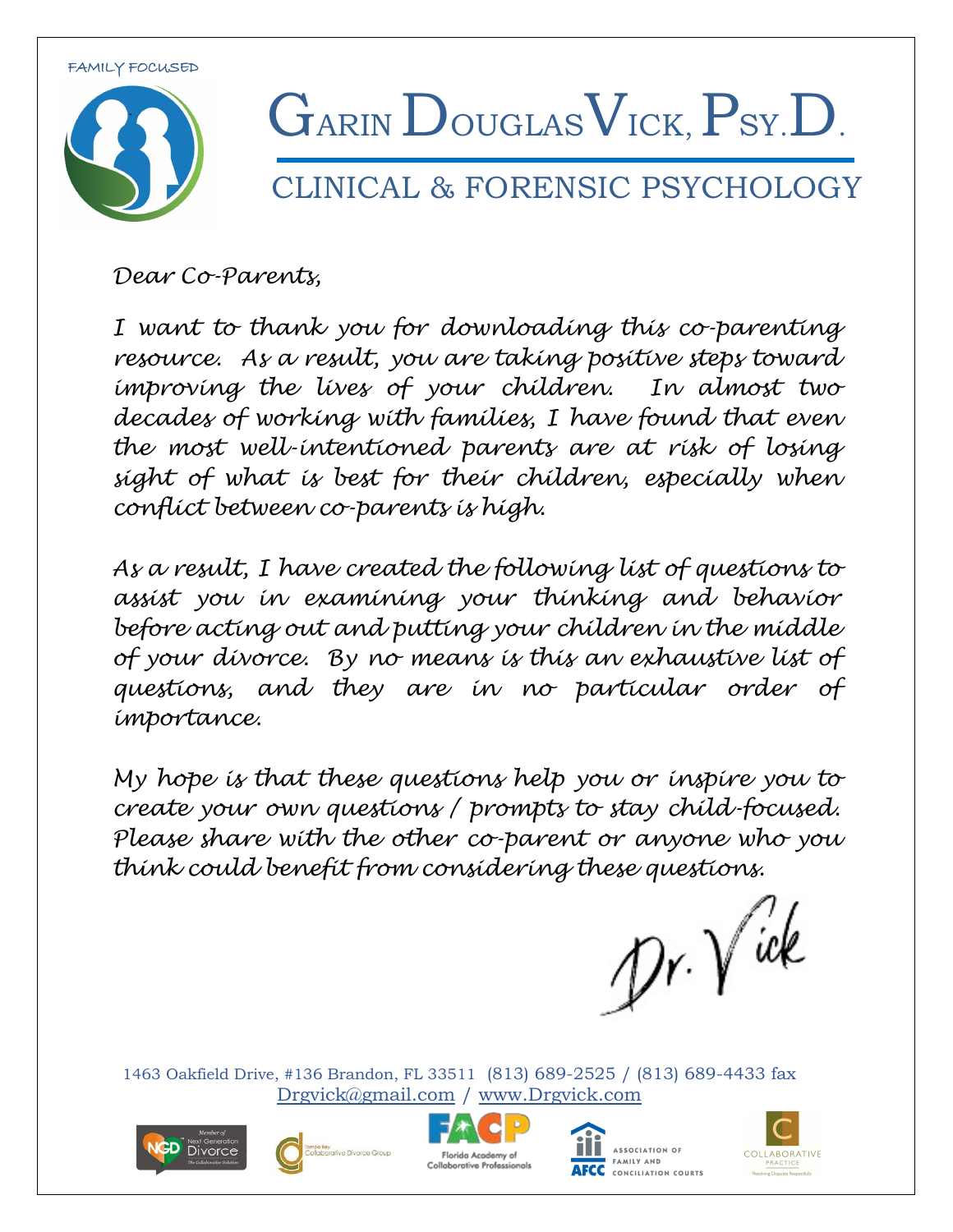FAMILY FOCUSED

# Garin Douglas Vick, Psy.D.

## CLINICAL & FORENSIC PSYCHOLOGY

*Dear Co-Parents,*

*I want to thank you for downloading this co-parenting resource. As a result, you are taking positive steps toward improving the lives of your children. In almost two decades of working with families, I have found that even the most well-intentioned parents are at risk of losing sight of what is best for their children, especially when conflict between co-parents is high.*

*As a result, I have created the following list of questions to assist you in examining your thinking and behavior before acting out and putting your children in the middle of your divorce. By no means is this an exhaustive list of questions, and they are in no particular order of importance.*

*My hope is that these questions help you or inspire you to create your own questions / prompts to stay child-focused. Please share with the other co-parent or anyone who you think could benefit from considering these questions.*

Dr. Vick

1463 Oakfield Drive, #136 Brandon, FL 33511 (813) 689-2525 / (813) 689-4433 fax
Drgvick@gmail.com / www.Drgvick.com

Member of Next Generation Divorce — The Collaborative Solution | Tampa Bay Collaborative Divorce Group | FACP Florida Academy of Collaborative Professionals | AFCC Association of Family and Conciliation Courts | Collaborative Practice — Resolving Disputes Respectfully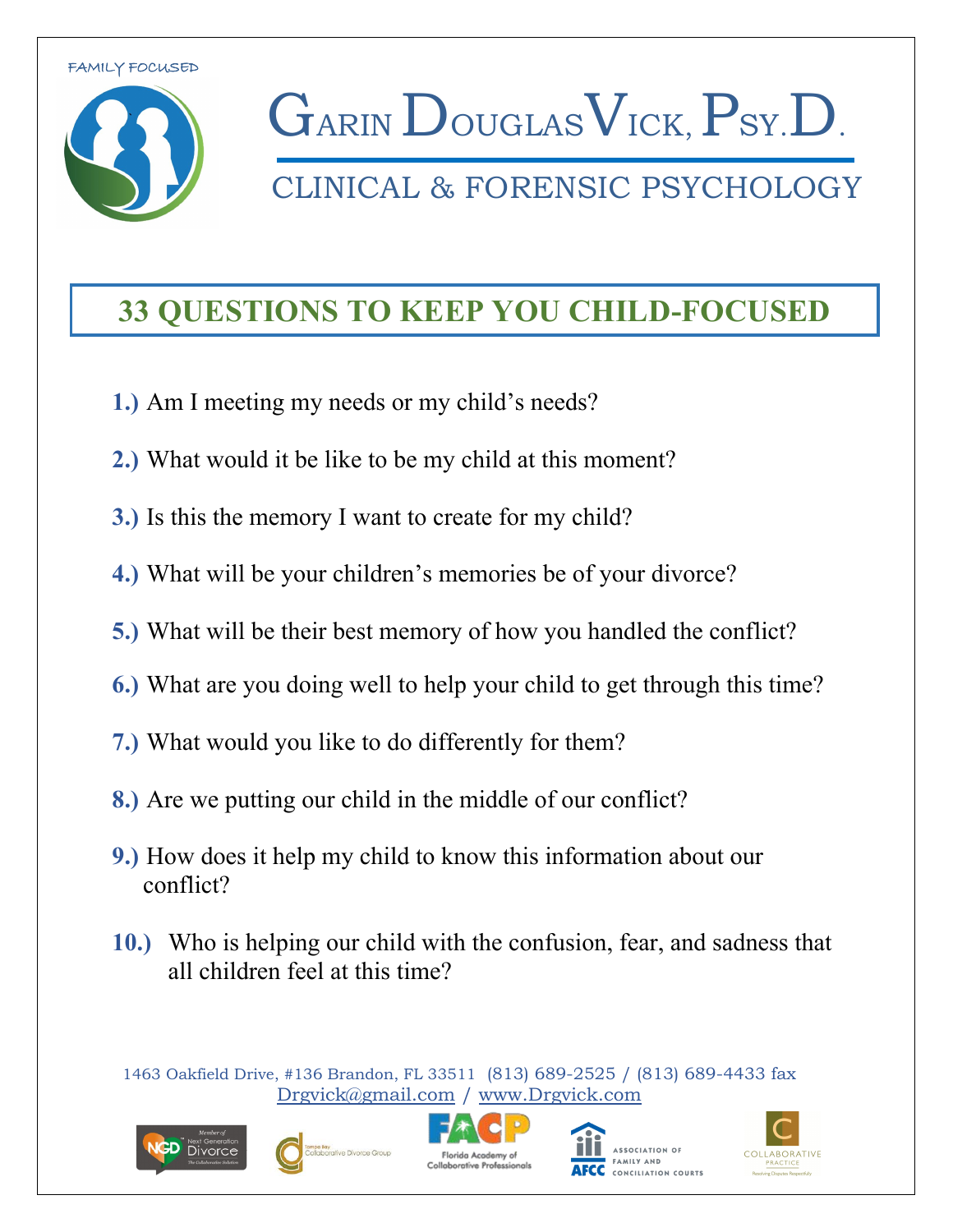FAMILY FOCUSED

# Garin Douglas Vick, Psy.D.

## CLINICAL & FORENSIC PSYCHOLOGY

## 33 QUESTIONS TO KEEP YOU CHILD-FOCUSED

**1.)** Am I meeting my needs or my child's needs?

**2.)** What would it be like to be my child at this moment?

**3.)** Is this the memory I want to create for my child?

**4.)** What will be your children's memories be of your divorce?

**5.)** What will be their best memory of how you handled the conflict?

**6.)** What are you doing well to help your child to get through this time?

**7.)** What would you like to do differently for them?

**8.)** Are we putting our child in the middle of our conflict?

**9.)** How does it help my child to know this information about our conflict?

**10.)** Who is helping our child with the confusion, fear, and sadness that all children feel at this time?

1463 Oakfield Drive, #136 Brandon, FL 33511 (813) 689-2525 / (813) 689-4433 fax
Drgvick@gmail.com / www.Drgvick.com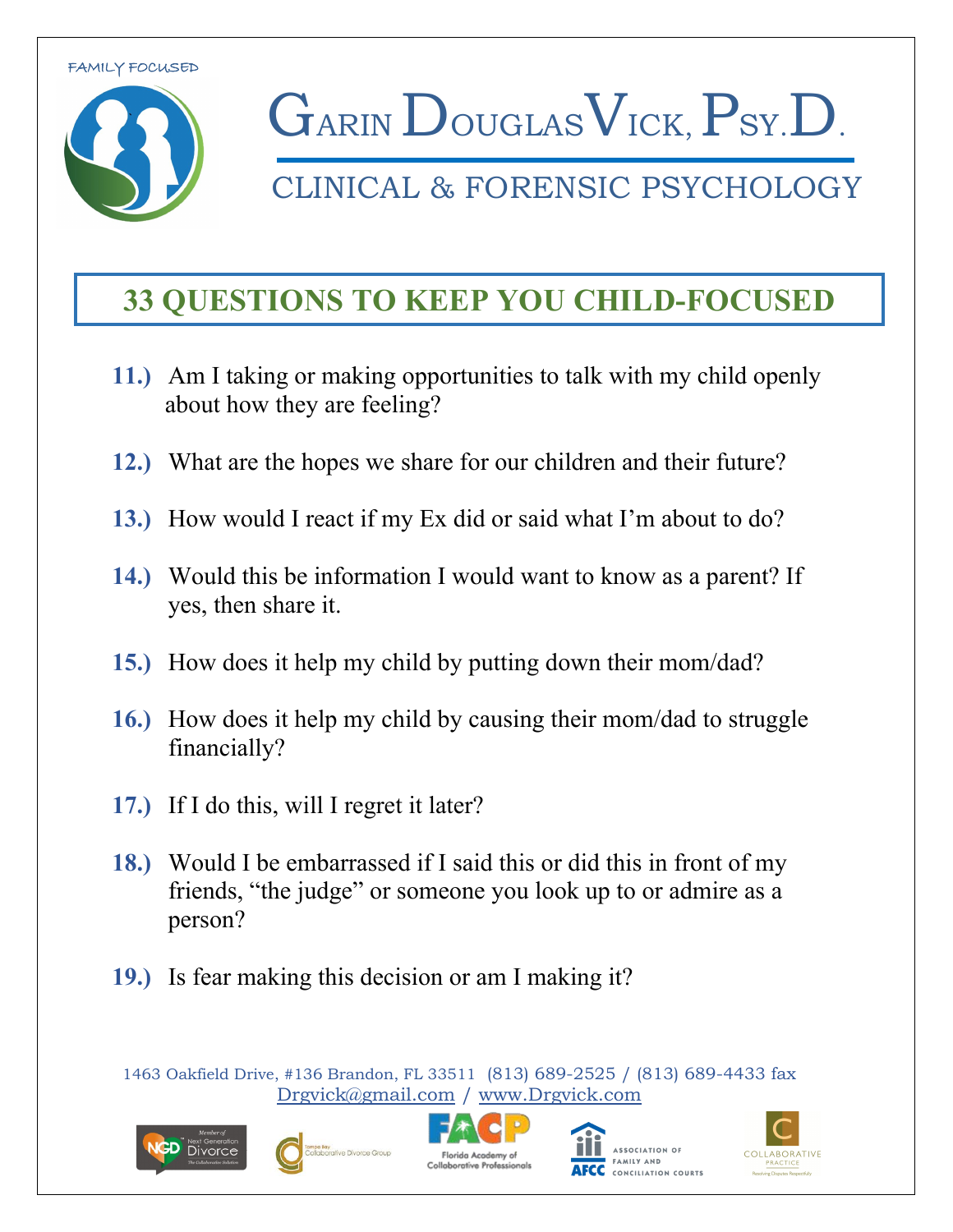FAMILY FOCUSED

# Garin Douglas Vick, Psy.D.

## CLINICAL & FORENSIC PSYCHOLOGY

## 33 QUESTIONS TO KEEP YOU CHILD-FOCUSED

**11.)** Am I taking or making opportunities to talk with my child openly about how they are feeling?

**12.)** What are the hopes we share for our children and their future?

**13.)** How would I react if my Ex did or said what I'm about to do?

**14.)** Would this be information I would want to know as a parent? If yes, then share it.

**15.)** How does it help my child by putting down their mom/dad?

**16.)** How does it help my child by causing their mom/dad to struggle financially?

**17.)** If I do this, will I regret it later?

**18.)** Would I be embarrassed if I said this or did this in front of my friends, "the judge" or someone you look up to or admire as a person?

**19.)** Is fear making this decision or am I making it?

1463 Oakfield Drive, #136 Brandon, FL 33511 (813) 689-2525 / (813) 689-4433 fax
Drgvick@gmail.com / www.Drgvick.com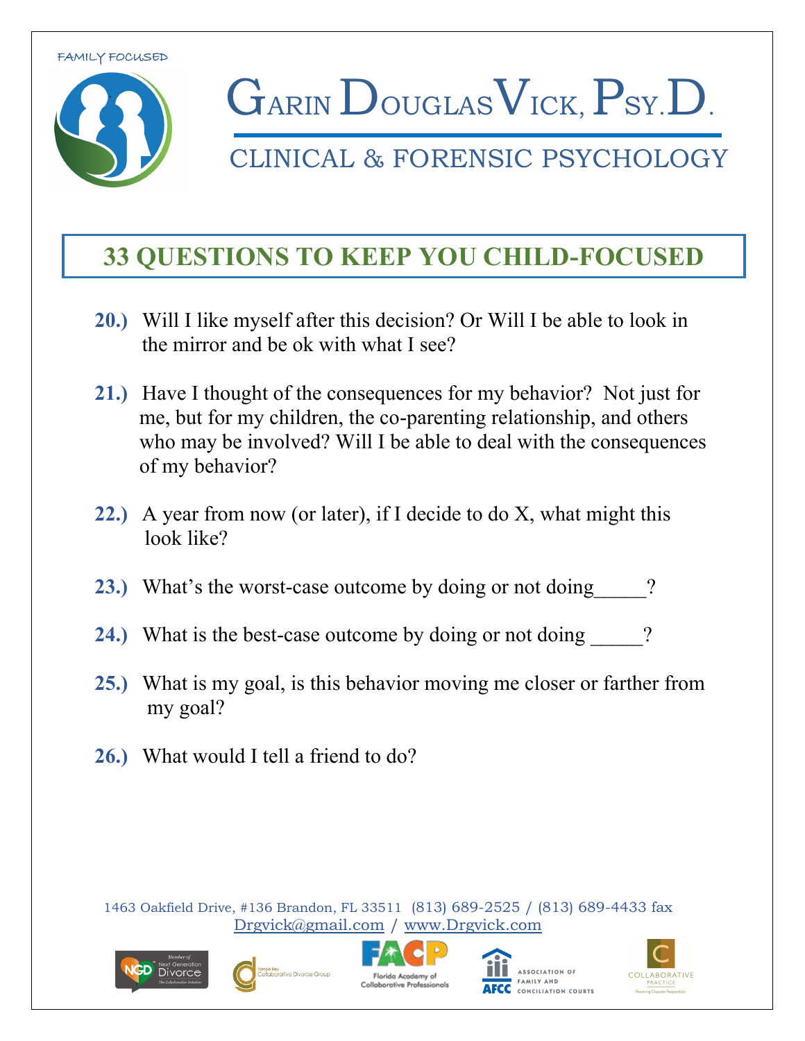FAMILY FOCUSED

# GARIN DOUGLAS VICK, PSY.D.

CLINICAL & FORENSIC PSYCHOLOGY

## 33 QUESTIONS TO KEEP YOU CHILD-FOCUSED

20.) Will I like myself after this decision? Or Will I be able to look in the mirror and be ok with what I see?

21.) Have I thought of the consequences for my behavior? Not just for me, but for my children, the co-parenting relationship, and others who may be involved? Will I be able to deal with the consequences of my behavior?

22.) A year from now (or later), if I decide to do X, what might this look like?

23.) What's the worst-case outcome by doing or not doing_____?

24.) What is the best-case outcome by doing or not doing _____?

25.) What is my goal, is this behavior moving me closer or farther from my goal?

26.) What would I tell a friend to do?

1463 Oakfield Drive, #136 Brandon, FL 33511 (813) 689-2525 / (813) 689-4433 fax
Drgvick@gmail.com / www.Drgvick.com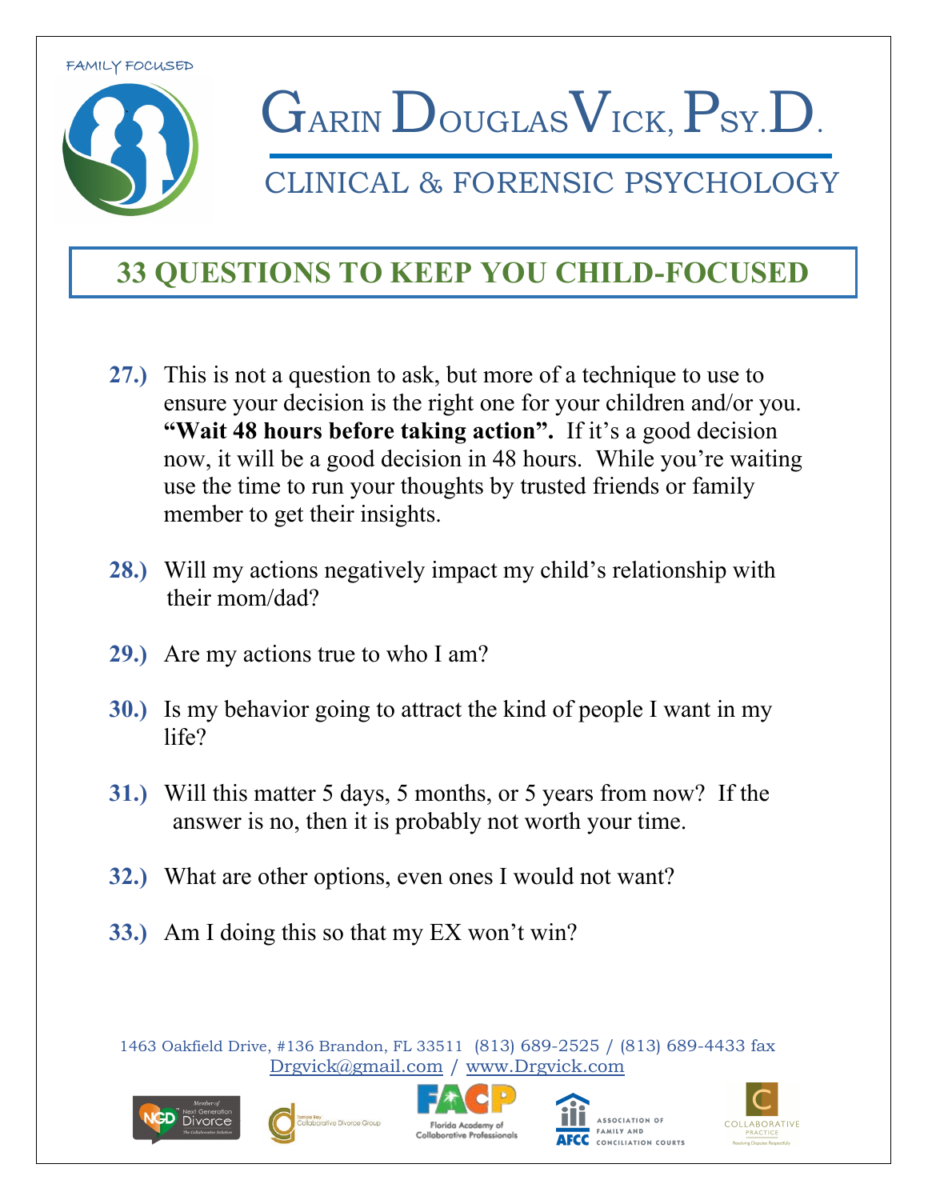FAMILY FOCUSED

# Garin Douglas Vick, Psy.D.

## Clinical & Forensic Psychology

## 33 QUESTIONS TO KEEP YOU CHILD-FOCUSED

27.) This is not a question to ask, but more of a technique to use to ensure your decision is the right one for your children and/or you. **"Wait 48 hours before taking action".** If it's a good decision now, it will be a good decision in 48 hours. While you're waiting use the time to run your thoughts by trusted friends or family member to get their insights.

28.) Will my actions negatively impact my child's relationship with their mom/dad?

29.) Are my actions true to who I am?

30.) Is my behavior going to attract the kind of people I want in my life?

31.) Will this matter 5 days, 5 months, or 5 years from now? If the answer is no, then it is probably not worth your time.

32.) What are other options, even ones I would not want?

33.) Am I doing this so that my EX won't win?

1463 Oakfield Drive, #136 Brandon, FL 33511 (813) 689-2525 / (813) 689-4433 fax
Drgvick@gmail.com / www.Drgvick.com